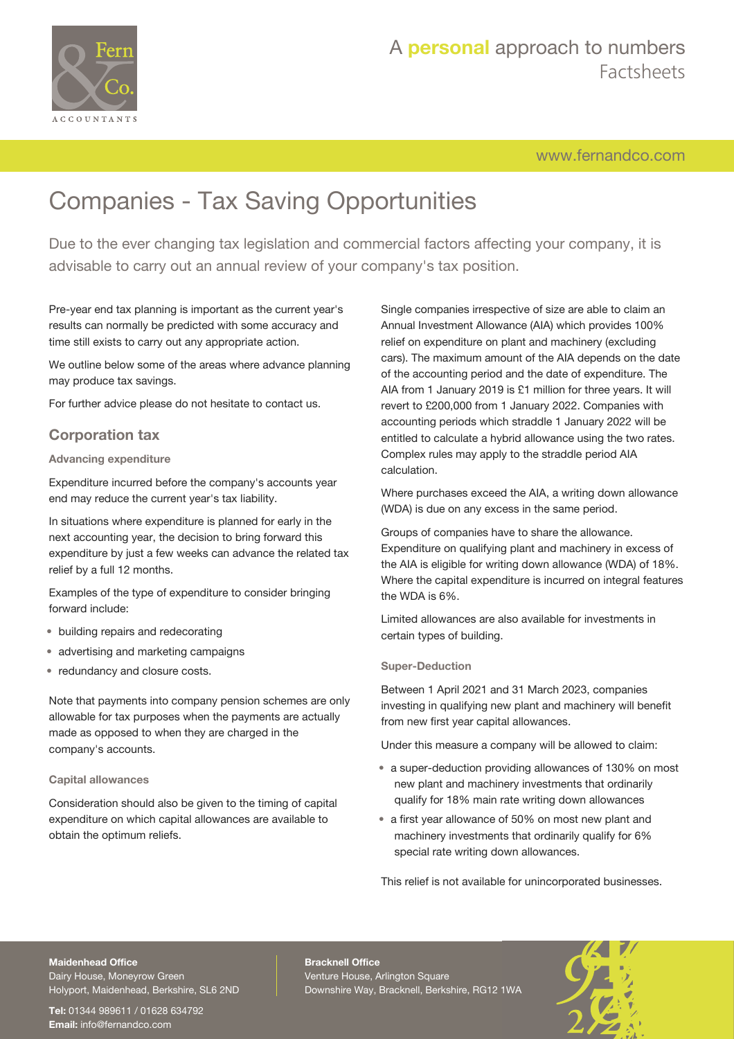# Companies - Tax Saving Opportunities

Due to the ever changing tax legislation and commercial factors affecting your company, it is advisable to carry out an annual review of your company's tax position.

Pre-year end tax planning is important as the current year's results can normally be predicted with some accuracy and time still exists to carry out any appropriate action.

We outline below some of the areas where advance planning may produce tax savings.

For further advice please do not hesitate to contact us.

## Corporation tax

### Advancing expenditure

Expenditure incurred before the company's accounts year end may reduce the current year's tax liability.

In situations where expenditure is planned for early in the next accounting year, the decision to bring forward this expenditure by just a few weeks can advance the related tax relief by a full 12 months.

Examples of the type of expenditure to consider bringing forward include:

- building repairs and redecorating
- advertising and marketing campaigns
- redundancy and closure costs.

Note that payments into company pension schemes are only allowable for tax purposes when the payments are actually made as opposed to when they are charged in the company's accounts.

### Capital allowances

Consideration should also be given to the timing of capital expenditure on which capital allowances are available to obtain the optimum reliefs.

Single companies irrespective of size are able to claim an Annual Investment Allowance (AIA) which provides 100% relief on expenditure on plant and machinery (excluding cars). The maximum amount of the AIA depends on the date of the accounting period and the date of expenditure. The AIA from 1 January 2019 is £1 million for three years. It will revert to £200,000 from 1 January 2022. Companies with accounting periods which straddle 1 January 2022 will be entitled to calculate a hybrid allowance using the two rates. Complex rules may apply to the straddle period AIA calculation.

Where purchases exceed the AIA, a writing down allowance (WDA) is due on any excess in the same period.

Groups of companies have to share the allowance. Expenditure on qualifying plant and machinery in excess of the AIA is eligible for writing down allowance (WDA) of 18%. Where the capital expenditure is incurred on integral features the WDA is 6%.

Limited allowances are also available for investments in certain types of building.

### Super-Deduction

Between 1 April 2021 and 31 March 2023, companies investing in qualifying new plant and machinery will benefit from new first year capital allowances.

Under this measure a company will be allowed to claim:

- a super-deduction providing allowances of 130% on most new plant and machinery investments that ordinarily qualify for 18% main rate writing down allowances
- a first year allowance of 50% on most new plant and machinery investments that ordinarily qualify for 6% special rate writing down allowances.

This relief is not available for unincorporated businesses.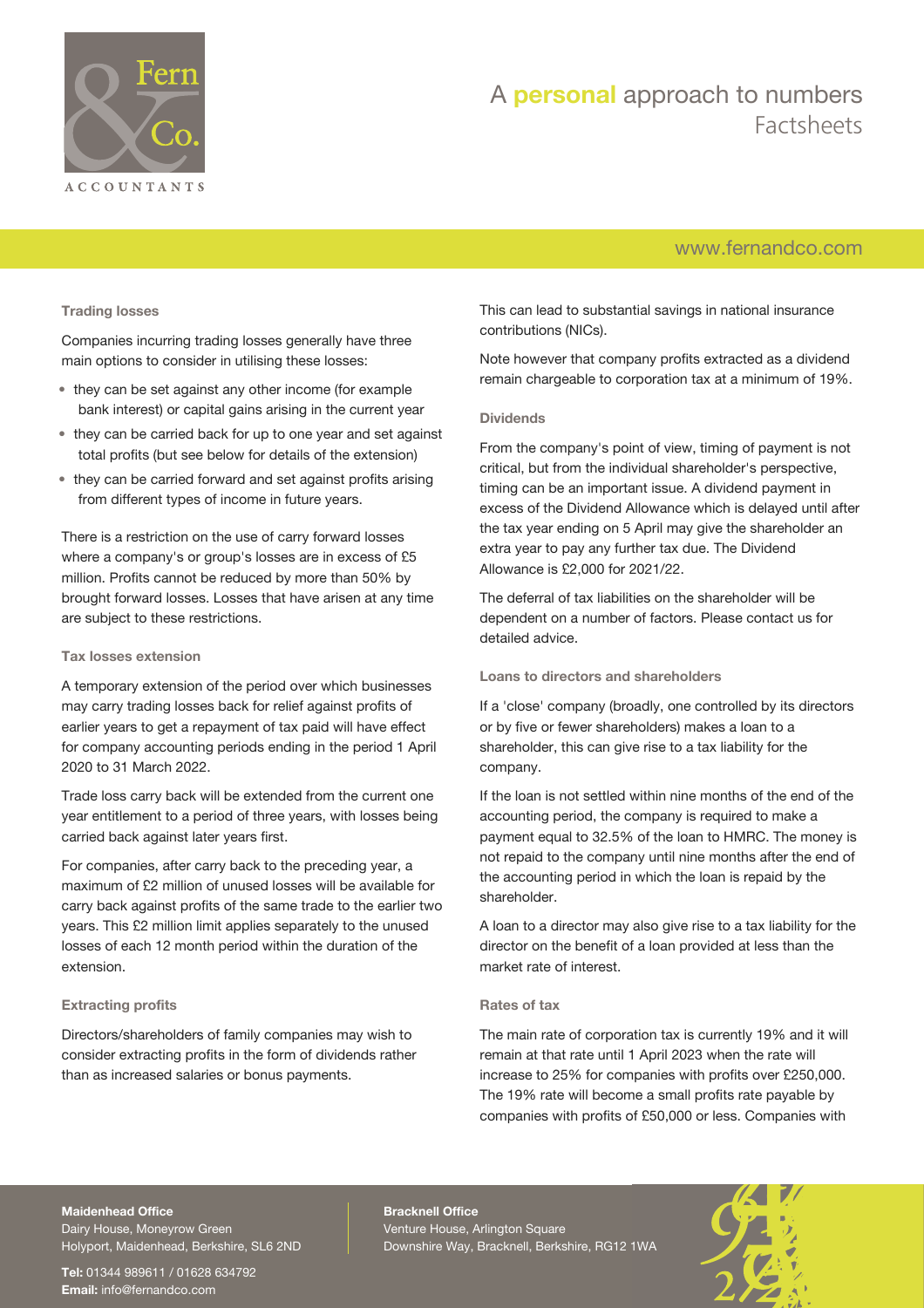### Trading losses

Companies incurring trading losses generally have three main options to consider in utilising these losses:

- they can be set against any other income (for example bank interest) or capital gains arising in the current year
- they can be carried back for up to one year and set against total profits (but see below for details of the extension)
- they can be carried forward and set against profits arising from different types of income in future years.

There is a restriction on the use of carry forward losses where a company's or group's losses are in excess of £5 million. Profits cannot be reduced by more than 50% by brought forward losses. Losses that have arisen at any time are subject to these restrictions.

### Tax losses extension

A temporary extension of the period over which businesses may carry trading losses back for relief against profits of earlier years to get a repayment of tax paid will have effect for company accounting periods ending in the period 1 April 2020 to 31 March 2022.

Trade loss carry back will be extended from the current one year entitlement to a period of three years, with losses being carried back against later years first.

For companies, after carry back to the preceding year, a maximum of £2 million of unused losses will be available for carry back against profits of the same trade to the earlier two years. This £2 million limit applies separately to the unused losses of each 12 month period within the duration of the extension.

### Extracting profits

Directors/shareholders of family companies may wish to consider extracting profits in the form of dividends rather than as increased salaries or bonus payments.

This can lead to substantial savings in national insurance contributions (NICs).

Note however that company profits extracted as a dividend remain chargeable to corporation tax at a minimum of 19%.

### Dividends

From the company's point of view, timing of payment is not critical, but from the individual shareholder's perspective, timing can be an important issue. A dividend payment in excess of the Dividend Allowance which is delayed until after the tax year ending on 5 April may give the shareholder an extra year to pay any further tax due. The Dividend Allowance is £2,000 for 2021/22.

The deferral of tax liabilities on the shareholder will be dependent on a number of factors. Please contact us for detailed advice.

### Loans to directors and shareholders

If a 'close' company (broadly, one controlled by its directors or by five or fewer shareholders) makes a loan to a shareholder, this can give rise to a tax liability for the company.

If the loan is not settled within nine months of the end of the accounting period, the company is required to make a payment equal to 32.5% of the loan to HMRC. The money is not repaid to the company until nine months after the end of the accounting period in which the loan is repaid by the shareholder.

A loan to a director may also give rise to a tax liability for the director on the benefit of a loan provided at less than the market rate of interest.

### Rates of tax

The main rate of corporation tax is currently 19% and it will remain at that rate until 1 April 2023 when the rate will increase to 25% for companies with profits over £250,000. The 19% rate will become a small profits rate payable by companies with profits of £50,000 or less. Companies with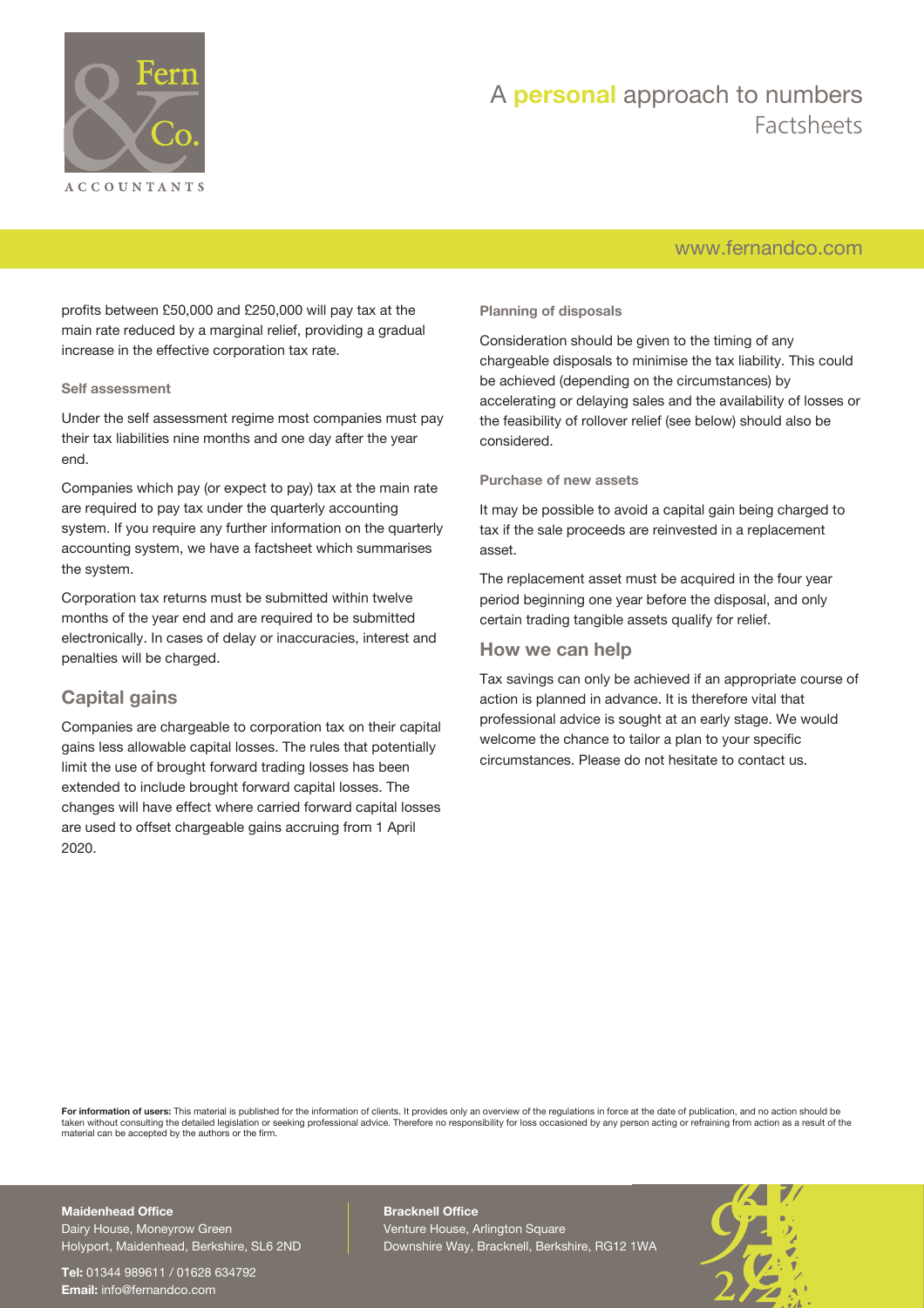profits between £50,000 and £250,000 will pay tax at the main rate reduced by a marginal relief, providing a gradual increase in the effective corporation tax rate.

#### Self assessment

Under the self assessment regime most companies must pay their tax liabilities nine months and one day after the year end.

Companies which pay (or expect to pay) tax at the main rate are required to pay tax under the quarterly accounting system. If you require any further information on the quarterly accounting system, we have a factsheet which summarises the system.

Corporation tax returns must be submitted within twelve months of the year end and are required to be submitted electronically. In cases of delay or inaccuracies, interest and penalties will be charged.

## Capital gains

Companies are chargeable to corporation tax on their capital gains less allowable capital losses. The rules that potentially limit the use of brought forward trading losses has been extended to include brought forward capital losses. The changes will have effect where carried forward capital losses are used to offset chargeable gains accruing from 1 April 2020.

#### Planning of disposals

Consideration should be given to the timing of any chargeable disposals to minimise the tax liability. This could be achieved (depending on the circumstances) by accelerating or delaying sales and the availability of losses or the feasibility of rollover relief (see below) should also be considered.

#### Purchase of new assets

It may be possible to avoid a capital gain being charged to tax if the sale proceeds are reinvested in a replacement asset.

The replacement asset must be acquired in the four year period beginning one year before the disposal, and only certain trading tangible assets qualify for relief.

## How we can help

Tax savings can only be achieved if an appropriate course of action is planned in advance. It is therefore vital that professional advice is sought at an early stage. We would welcome the chance to tailor a plan to your specific circumstances. Please do not hesitate to contact us.

**For information of users:** This material is published for the information of clients. It provides only an overview of the regulations in force at the date of publication, and no action should be taken without consulting the detailed legislation or seeking professional advice. Therefore no responsibility for loss occasioned by any person acting or refraining from action as a result of the material can be accepted by the authors or the firm.